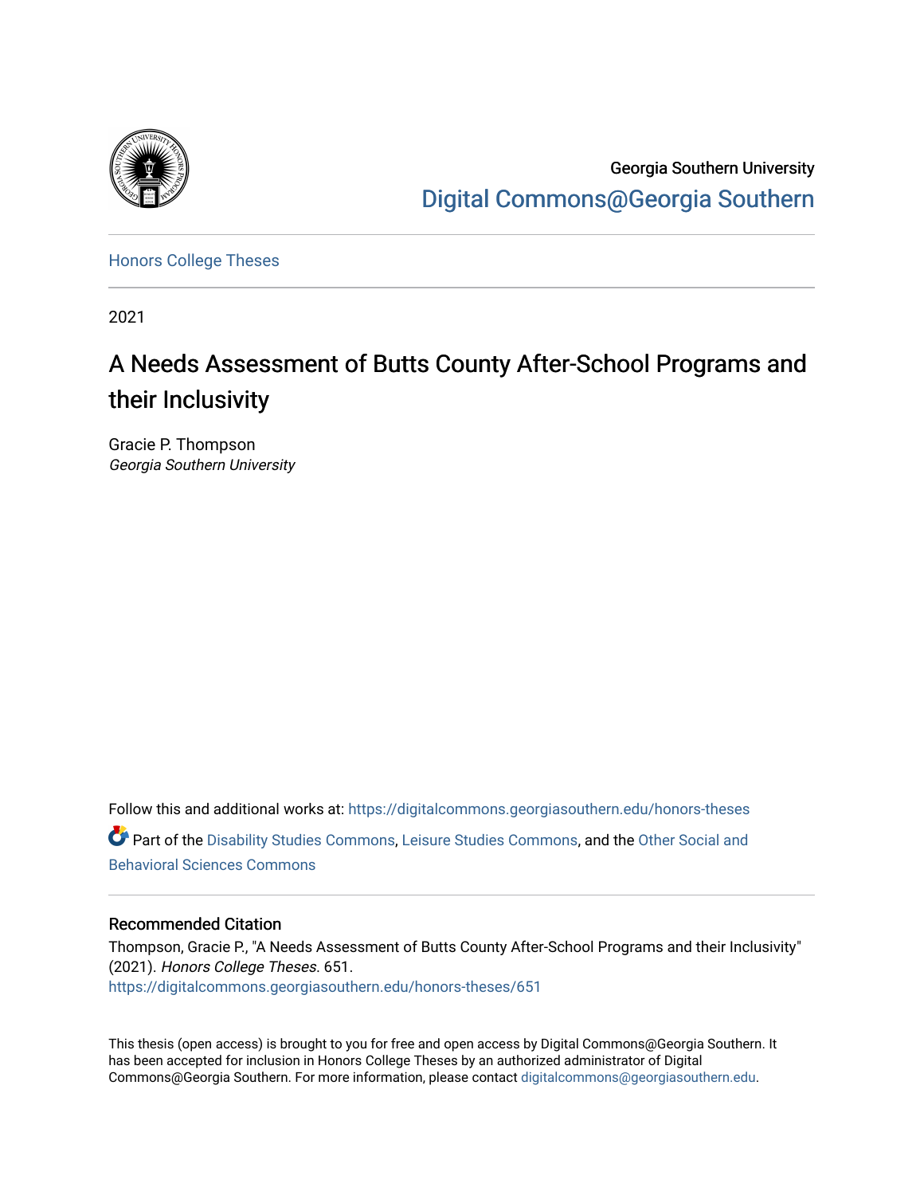Georgia Southern University

Digital Commons@Georgia Southern

Honors College Theses

2021

# A Needs Assessment of Butts County After-School Programs and their Inclusivity

Gracie P. Thompson
*Georgia Southern University*

Follow this and additional works at: https://digitalcommons.georgiasouthern.edu/honors-theses

Part of the Disability Studies Commons, Leisure Studies Commons, and the Other Social and Behavioral Sciences Commons

## Recommended Citation

Thompson, Gracie P., "A Needs Assessment of Butts County After-School Programs and their Inclusivity" (2021). *Honors College Theses*. 651.
https://digitalcommons.georgiasouthern.edu/honors-theses/651

This thesis (open access) is brought to you for free and open access by Digital Commons@Georgia Southern. It has been accepted for inclusion in Honors College Theses by an authorized administrator of Digital Commons@Georgia Southern. For more information, please contact digitalcommons@georgiasouthern.edu.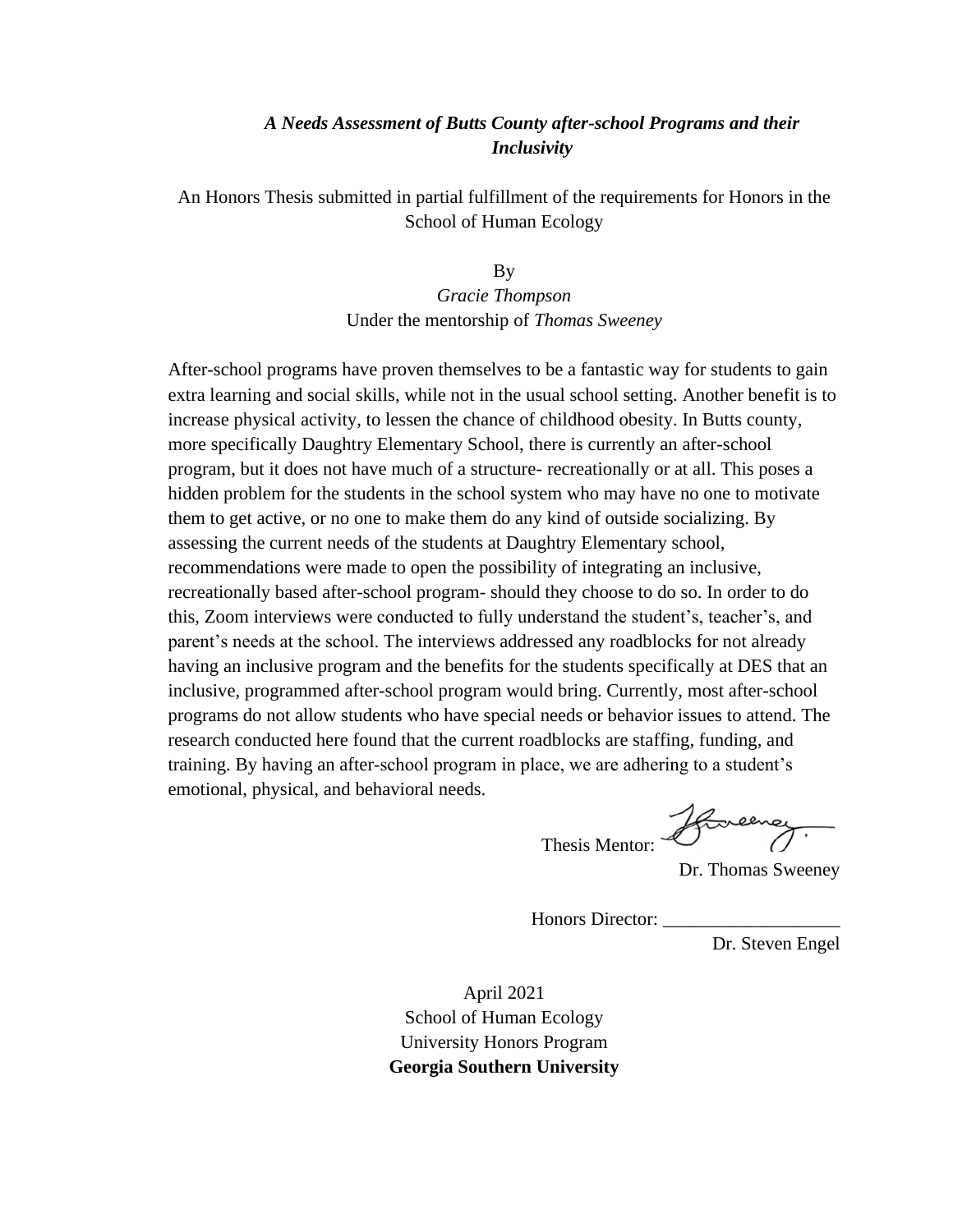***A Needs Assessment of Butts County after-school Programs and their Inclusivity***

An Honors Thesis submitted in partial fulfillment of the requirements for Honors in the School of Human Ecology

By

*Gracie Thompson*

Under the mentorship of *Thomas Sweeney*

After-school programs have proven themselves to be a fantastic way for students to gain extra learning and social skills, while not in the usual school setting. Another benefit is to increase physical activity, to lessen the chance of childhood obesity. In Butts county, more specifically Daughtry Elementary School, there is currently an after-school program, but it does not have much of a structure- recreationally or at all. This poses a hidden problem for the students in the school system who may have no one to motivate them to get active, or no one to make them do any kind of outside socializing. By assessing the current needs of the students at Daughtry Elementary school, recommendations were made to open the possibility of integrating an inclusive, recreationally based after-school program- should they choose to do so. In order to do this, Zoom interviews were conducted to fully understand the student's, teacher's, and parent's needs at the school. The interviews addressed any roadblocks for not already having an inclusive program and the benefits for the students specifically at DES that an inclusive, programmed after-school program would bring. Currently, most after-school programs do not allow students who have special needs or behavior issues to attend. The research conducted here found that the current roadblocks are staffing, funding, and training. By having an after-school program in place, we are adhering to a student's emotional, physical, and behavioral needs.

Thesis Mentor: ___________________

Dr. Thomas Sweeney

Honors Director: ___________________

Dr. Steven Engel

April 2021

School of Human Ecology

University Honors Program

**Georgia Southern University**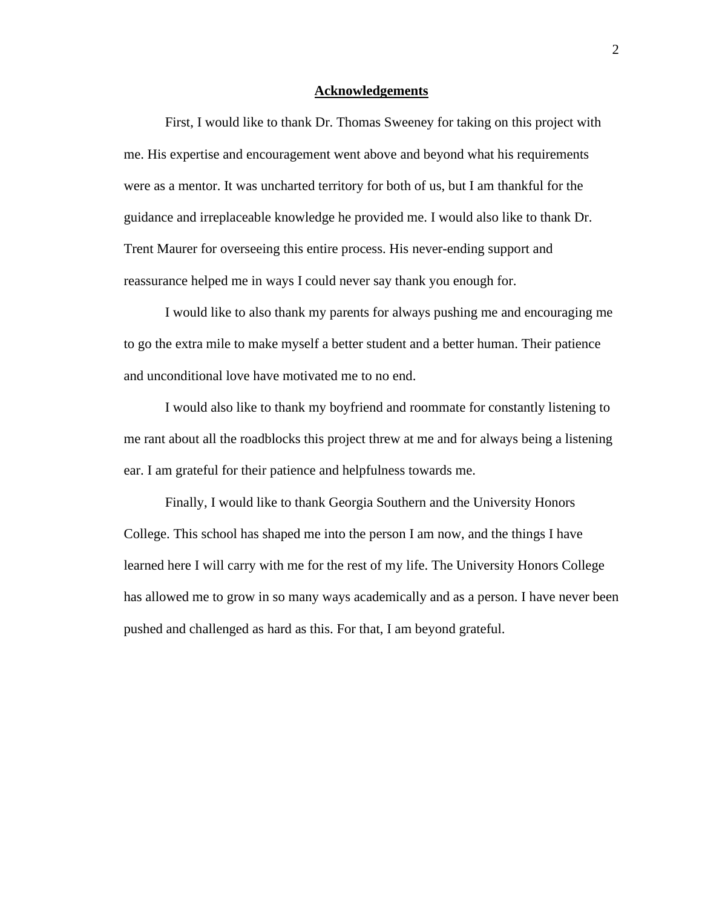## Acknowledgements

First, I would like to thank Dr. Thomas Sweeney for taking on this project with me. His expertise and encouragement went above and beyond what his requirements were as a mentor. It was uncharted territory for both of us, but I am thankful for the guidance and irreplaceable knowledge he provided me. I would also like to thank Dr. Trent Maurer for overseeing this entire process. His never-ending support and reassurance helped me in ways I could never say thank you enough for.

I would like to also thank my parents for always pushing me and encouraging me to go the extra mile to make myself a better student and a better human. Their patience and unconditional love have motivated me to no end.

I would also like to thank my boyfriend and roommate for constantly listening to me rant about all the roadblocks this project threw at me and for always being a listening ear. I am grateful for their patience and helpfulness towards me.

Finally, I would like to thank Georgia Southern and the University Honors College. This school has shaped me into the person I am now, and the things I have learned here I will carry with me for the rest of my life. The University Honors College has allowed me to grow in so many ways academically and as a person. I have never been pushed and challenged as hard as this. For that, I am beyond grateful.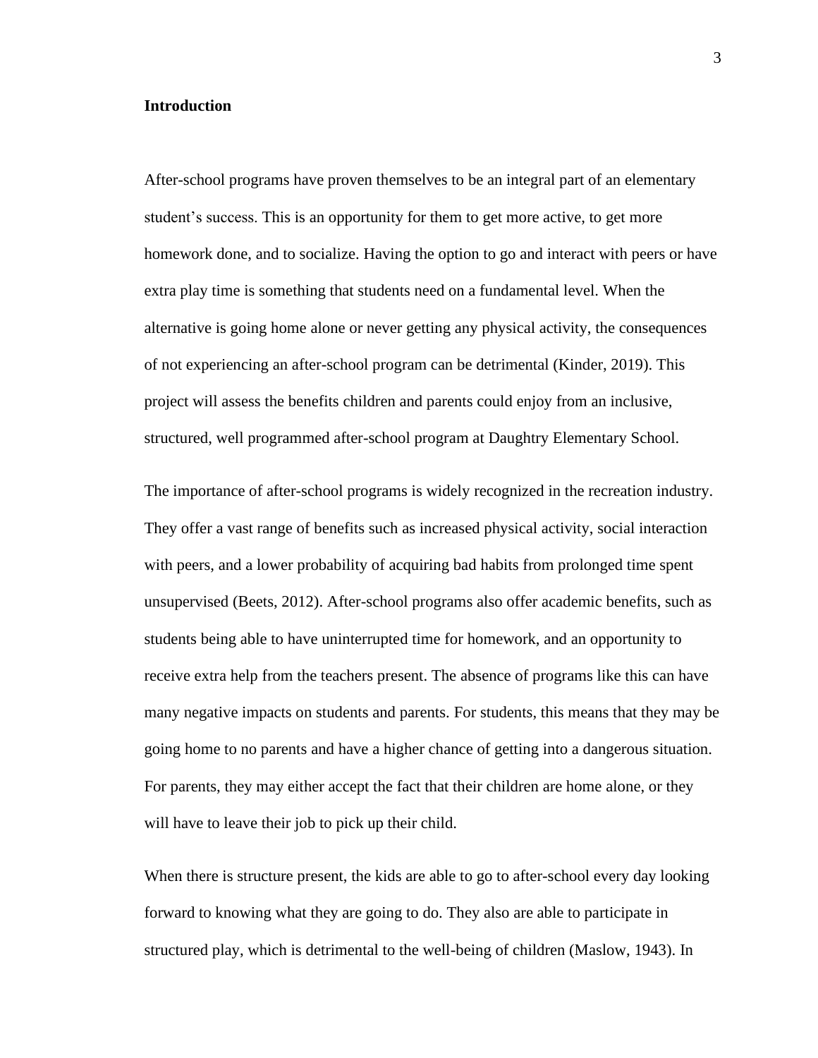**Introduction**

After-school programs have proven themselves to be an integral part of an elementary student's success. This is an opportunity for them to get more active, to get more homework done, and to socialize. Having the option to go and interact with peers or have extra play time is something that students need on a fundamental level. When the alternative is going home alone or never getting any physical activity, the consequences of not experiencing an after-school program can be detrimental (Kinder, 2019). This project will assess the benefits children and parents could enjoy from an inclusive, structured, well programmed after-school program at Daughtry Elementary School.

The importance of after-school programs is widely recognized in the recreation industry. They offer a vast range of benefits such as increased physical activity, social interaction with peers, and a lower probability of acquiring bad habits from prolonged time spent unsupervised (Beets, 2012). After-school programs also offer academic benefits, such as students being able to have uninterrupted time for homework, and an opportunity to receive extra help from the teachers present. The absence of programs like this can have many negative impacts on students and parents. For students, this means that they may be going home to no parents and have a higher chance of getting into a dangerous situation. For parents, they may either accept the fact that their children are home alone, or they will have to leave their job to pick up their child.

When there is structure present, the kids are able to go to after-school every day looking forward to knowing what they are going to do. They also are able to participate in structured play, which is detrimental to the well-being of children (Maslow, 1943). In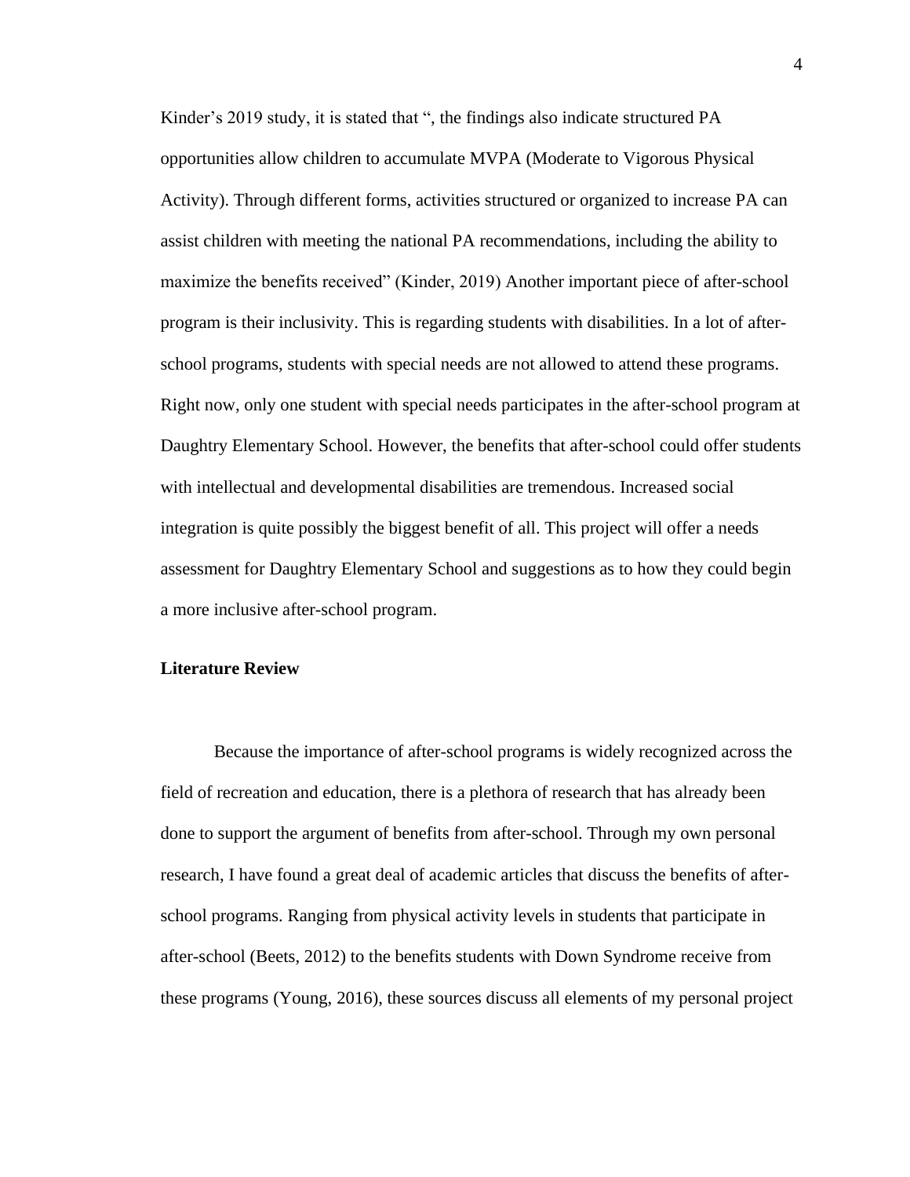Kinder's 2019 study, it is stated that ", the findings also indicate structured PA opportunities allow children to accumulate MVPA (Moderate to Vigorous Physical Activity). Through different forms, activities structured or organized to increase PA can assist children with meeting the national PA recommendations, including the ability to maximize the benefits received" (Kinder, 2019) Another important piece of after-school program is their inclusivity. This is regarding students with disabilities. In a lot of after-school programs, students with special needs are not allowed to attend these programs. Right now, only one student with special needs participates in the after-school program at Daughtry Elementary School. However, the benefits that after-school could offer students with intellectual and developmental disabilities are tremendous. Increased social integration is quite possibly the biggest benefit of all. This project will offer a needs assessment for Daughtry Elementary School and suggestions as to how they could begin a more inclusive after-school program.

**Literature Review**

Because the importance of after-school programs is widely recognized across the field of recreation and education, there is a plethora of research that has already been done to support the argument of benefits from after-school. Through my own personal research, I have found a great deal of academic articles that discuss the benefits of after-school programs. Ranging from physical activity levels in students that participate in after-school (Beets, 2012) to the benefits students with Down Syndrome receive from these programs (Young, 2016), these sources discuss all elements of my personal project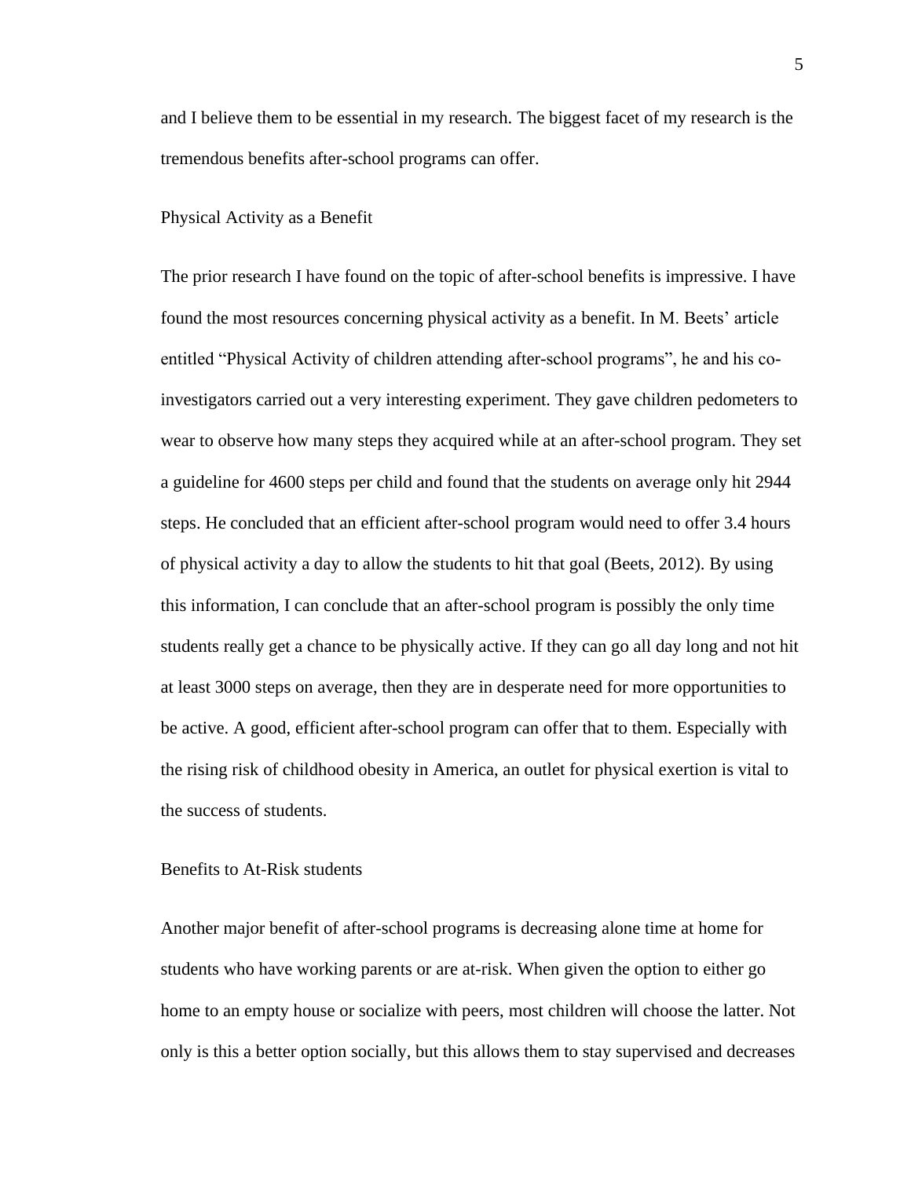and I believe them to be essential in my research. The biggest facet of my research is the tremendous benefits after-school programs can offer.

## Physical Activity as a Benefit

The prior research I have found on the topic of after-school benefits is impressive. I have found the most resources concerning physical activity as a benefit. In M. Beets' article entitled "Physical Activity of children attending after-school programs", he and his co-investigators carried out a very interesting experiment. They gave children pedometers to wear to observe how many steps they acquired while at an after-school program. They set a guideline for 4600 steps per child and found that the students on average only hit 2944 steps. He concluded that an efficient after-school program would need to offer 3.4 hours of physical activity a day to allow the students to hit that goal (Beets, 2012). By using this information, I can conclude that an after-school program is possibly the only time students really get a chance to be physically active. If they can go all day long and not hit at least 3000 steps on average, then they are in desperate need for more opportunities to be active. A good, efficient after-school program can offer that to them. Especially with the rising risk of childhood obesity in America, an outlet for physical exertion is vital to the success of students.

## Benefits to At-Risk students

Another major benefit of after-school programs is decreasing alone time at home for students who have working parents or are at-risk. When given the option to either go home to an empty house or socialize with peers, most children will choose the latter. Not only is this a better option socially, but this allows them to stay supervised and decreases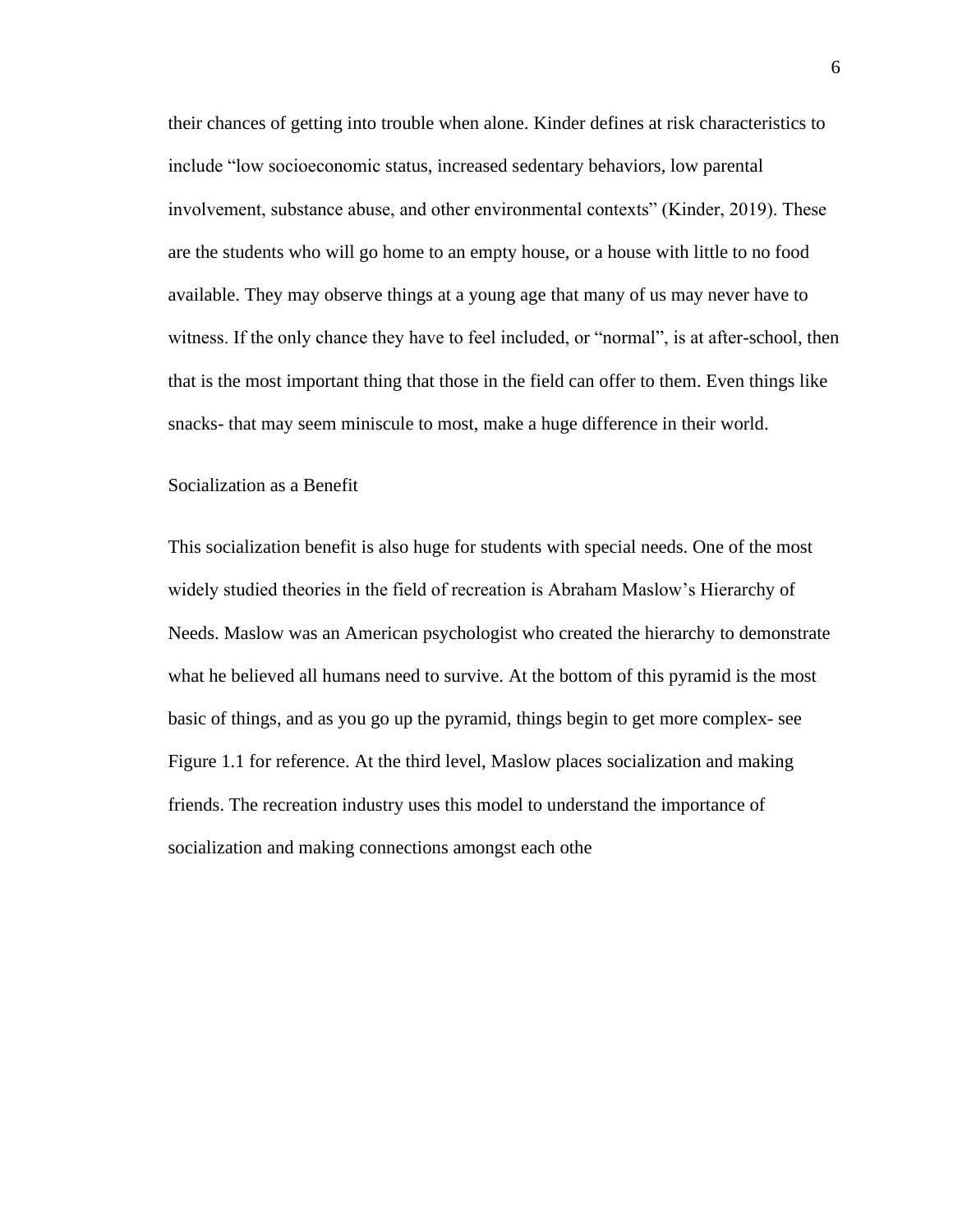their chances of getting into trouble when alone. Kinder defines at risk characteristics to include "low socioeconomic status, increased sedentary behaviors, low parental involvement, substance abuse, and other environmental contexts" (Kinder, 2019). These are the students who will go home to an empty house, or a house with little to no food available. They may observe things at a young age that many of us may never have to witness. If the only chance they have to feel included, or "normal", is at after-school, then that is the most important thing that those in the field can offer to them. Even things like snacks- that may seem miniscule to most, make a huge difference in their world.

## Socialization as a Benefit

This socialization benefit is also huge for students with special needs. One of the most widely studied theories in the field of recreation is Abraham Maslow's Hierarchy of Needs. Maslow was an American psychologist who created the hierarchy to demonstrate what he believed all humans need to survive. At the bottom of this pyramid is the most basic of things, and as you go up the pyramid, things begin to get more complex- see Figure 1.1 for reference. At the third level, Maslow places socialization and making friends. The recreation industry uses this model to understand the importance of socialization and making connections amongst each othe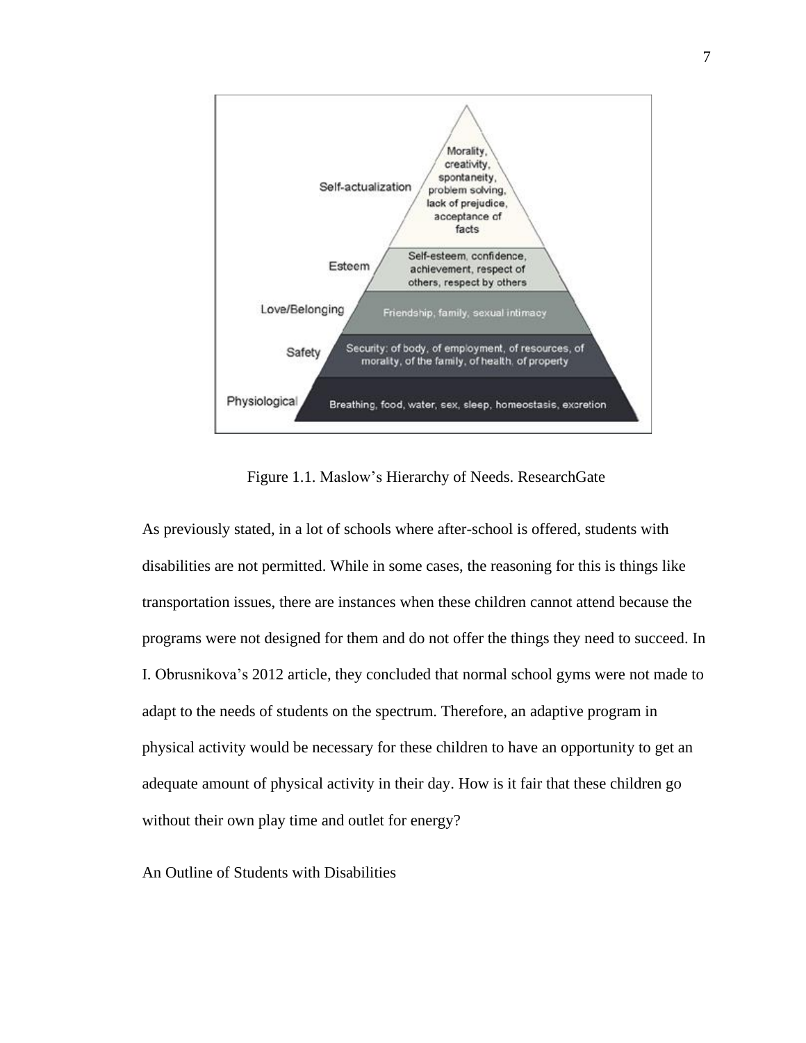| | |
|---|---|
| Self-actualization | Morality, creativity, spontaneity, problem solving, lack of prejudice, acceptance of facts |
| Esteem | Self-esteem, confidence, achievement, respect of others, respect by others |
| Love/Belonging | Friendship, family, sexual intimacy |
| Safety | Security: of body, of employment, of resources, of morality, of the family, of health, of property |
| Physiological | Breathing, food, water, sex, sleep, homeostasis, excretion |

Figure 1.1. Maslow's Hierarchy of Needs. ResearchGate

As previously stated, in a lot of schools where after-school is offered, students with disabilities are not permitted. While in some cases, the reasoning for this is things like transportation issues, there are instances when these children cannot attend because the programs were not designed for them and do not offer the things they need to succeed. In I. Obrusnikova's 2012 article, they concluded that normal school gyms were not made to adapt to the needs of students on the spectrum. Therefore, an adaptive program in physical activity would be necessary for these children to have an opportunity to get an adequate amount of physical activity in their day. How is it fair that these children go without their own play time and outlet for energy?

## An Outline of Students with Disabilities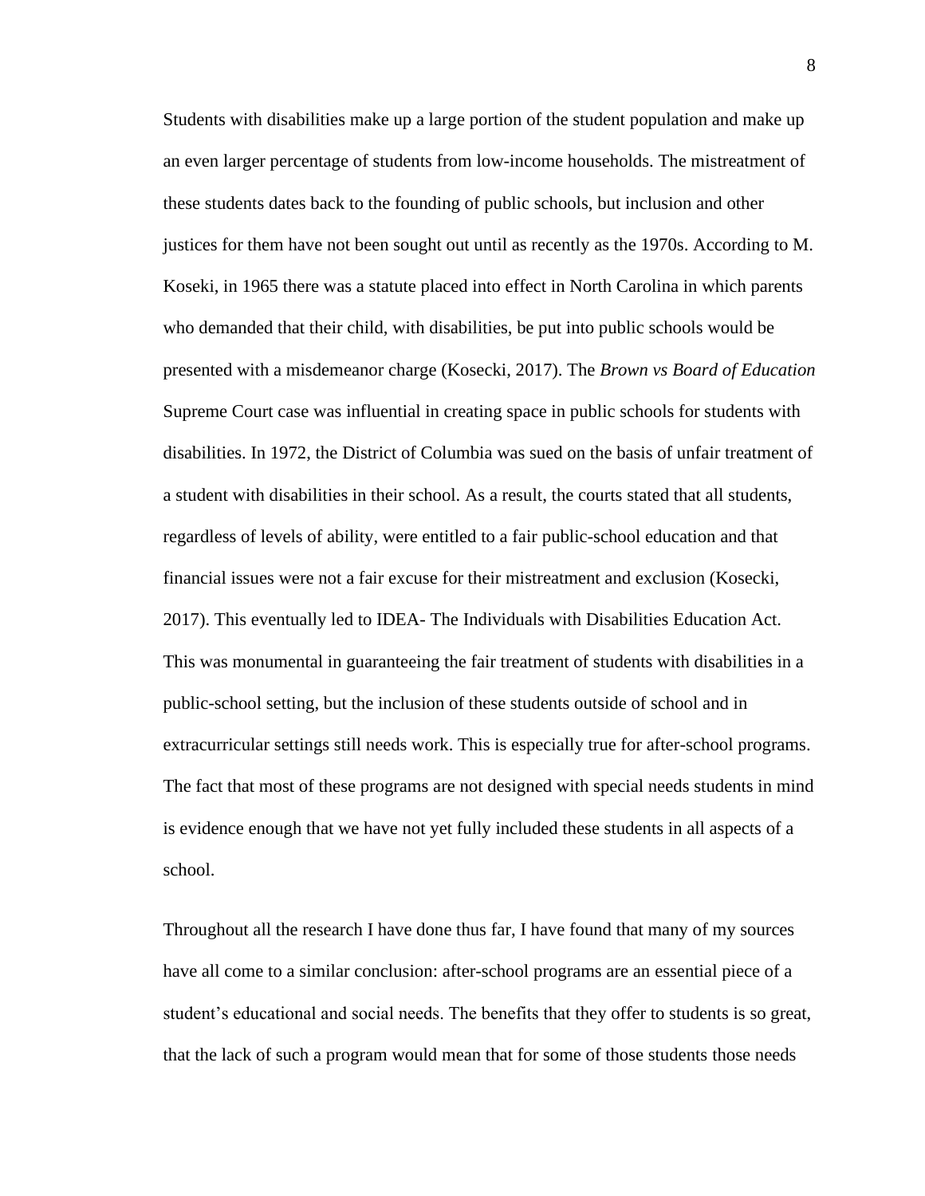Students with disabilities make up a large portion of the student population and make up an even larger percentage of students from low-income households. The mistreatment of these students dates back to the founding of public schools, but inclusion and other justices for them have not been sought out until as recently as the 1970s. According to M. Koseki, in 1965 there was a statute placed into effect in North Carolina in which parents who demanded that their child, with disabilities, be put into public schools would be presented with a misdemeanor charge (Kosecki, 2017). The *Brown vs Board of Education* Supreme Court case was influential in creating space in public schools for students with disabilities. In 1972, the District of Columbia was sued on the basis of unfair treatment of a student with disabilities in their school. As a result, the courts stated that all students, regardless of levels of ability, were entitled to a fair public-school education and that financial issues were not a fair excuse for their mistreatment and exclusion (Kosecki, 2017). This eventually led to IDEA- The Individuals with Disabilities Education Act. This was monumental in guaranteeing the fair treatment of students with disabilities in a public-school setting, but the inclusion of these students outside of school and in extracurricular settings still needs work. This is especially true for after-school programs. The fact that most of these programs are not designed with special needs students in mind is evidence enough that we have not yet fully included these students in all aspects of a school.

Throughout all the research I have done thus far, I have found that many of my sources have all come to a similar conclusion: after-school programs are an essential piece of a student's educational and social needs. The benefits that they offer to students is so great, that the lack of such a program would mean that for some of those students those needs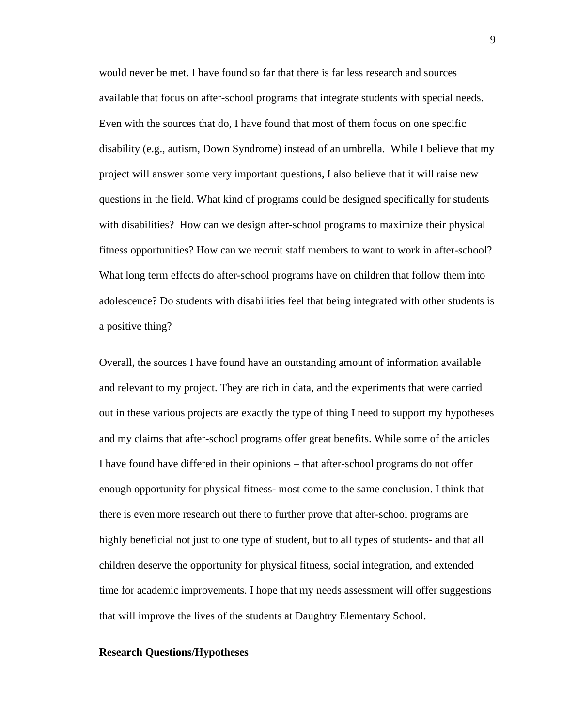would never be met. I have found so far that there is far less research and sources available that focus on after-school programs that integrate students with special needs. Even with the sources that do, I have found that most of them focus on one specific disability (e.g., autism, Down Syndrome) instead of an umbrella. While I believe that my project will answer some very important questions, I also believe that it will raise new questions in the field. What kind of programs could be designed specifically for students with disabilities? How can we design after-school programs to maximize their physical fitness opportunities? How can we recruit staff members to want to work in after-school? What long term effects do after-school programs have on children that follow them into adolescence? Do students with disabilities feel that being integrated with other students is a positive thing?

Overall, the sources I have found have an outstanding amount of information available and relevant to my project. They are rich in data, and the experiments that were carried out in these various projects are exactly the type of thing I need to support my hypotheses and my claims that after-school programs offer great benefits. While some of the articles I have found have differed in their opinions – that after-school programs do not offer enough opportunity for physical fitness- most come to the same conclusion. I think that there is even more research out there to further prove that after-school programs are highly beneficial not just to one type of student, but to all types of students- and that all children deserve the opportunity for physical fitness, social integration, and extended time for academic improvements. I hope that my needs assessment will offer suggestions that will improve the lives of the students at Daughtry Elementary School.

**Research Questions/Hypotheses**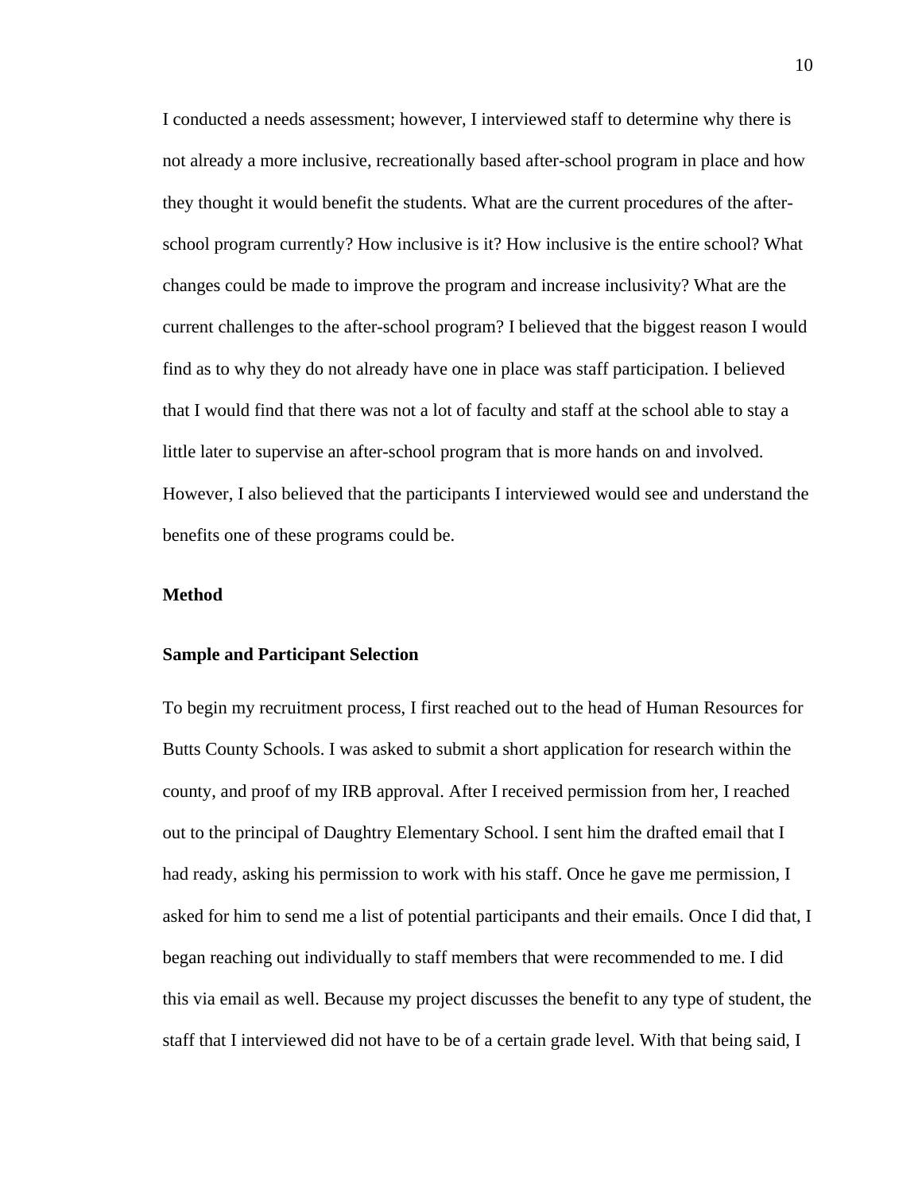I conducted a needs assessment; however, I interviewed staff to determine why there is not already a more inclusive, recreationally based after-school program in place and how they thought it would benefit the students. What are the current procedures of the after-school program currently? How inclusive is it? How inclusive is the entire school? What changes could be made to improve the program and increase inclusivity? What are the current challenges to the after-school program? I believed that the biggest reason I would find as to why they do not already have one in place was staff participation. I believed that I would find that there was not a lot of faculty and staff at the school able to stay a little later to supervise an after-school program that is more hands on and involved. However, I also believed that the participants I interviewed would see and understand the benefits one of these programs could be.

## Method

### Sample and Participant Selection

To begin my recruitment process, I first reached out to the head of Human Resources for Butts County Schools. I was asked to submit a short application for research within the county, and proof of my IRB approval. After I received permission from her, I reached out to the principal of Daughtry Elementary School. I sent him the drafted email that I had ready, asking his permission to work with his staff. Once he gave me permission, I asked for him to send me a list of potential participants and their emails. Once I did that, I began reaching out individually to staff members that were recommended to me. I did this via email as well. Because my project discusses the benefit to any type of student, the staff that I interviewed did not have to be of a certain grade level. With that being said, I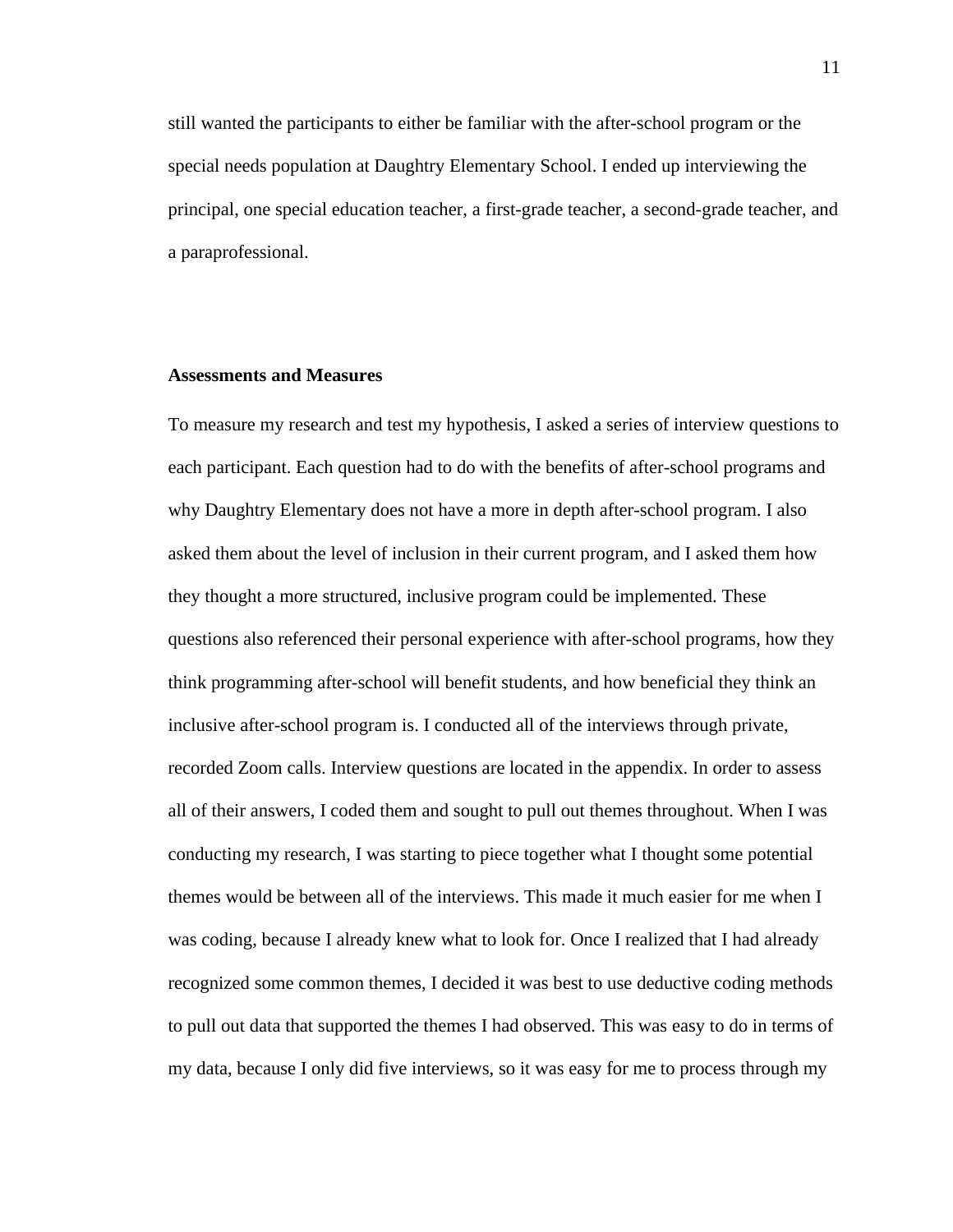still wanted the participants to either be familiar with the after-school program or the special needs population at Daughtry Elementary School. I ended up interviewing the principal, one special education teacher, a first-grade teacher, a second-grade teacher, and a paraprofessional.

**Assessments and Measures**

To measure my research and test my hypothesis, I asked a series of interview questions to each participant. Each question had to do with the benefits of after-school programs and why Daughtry Elementary does not have a more in depth after-school program. I also asked them about the level of inclusion in their current program, and I asked them how they thought a more structured, inclusive program could be implemented. These questions also referenced their personal experience with after-school programs, how they think programming after-school will benefit students, and how beneficial they think an inclusive after-school program is. I conducted all of the interviews through private, recorded Zoom calls. Interview questions are located in the appendix. In order to assess all of their answers, I coded them and sought to pull out themes throughout. When I was conducting my research, I was starting to piece together what I thought some potential themes would be between all of the interviews. This made it much easier for me when I was coding, because I already knew what to look for. Once I realized that I had already recognized some common themes, I decided it was best to use deductive coding methods to pull out data that supported the themes I had observed. This was easy to do in terms of my data, because I only did five interviews, so it was easy for me to process through my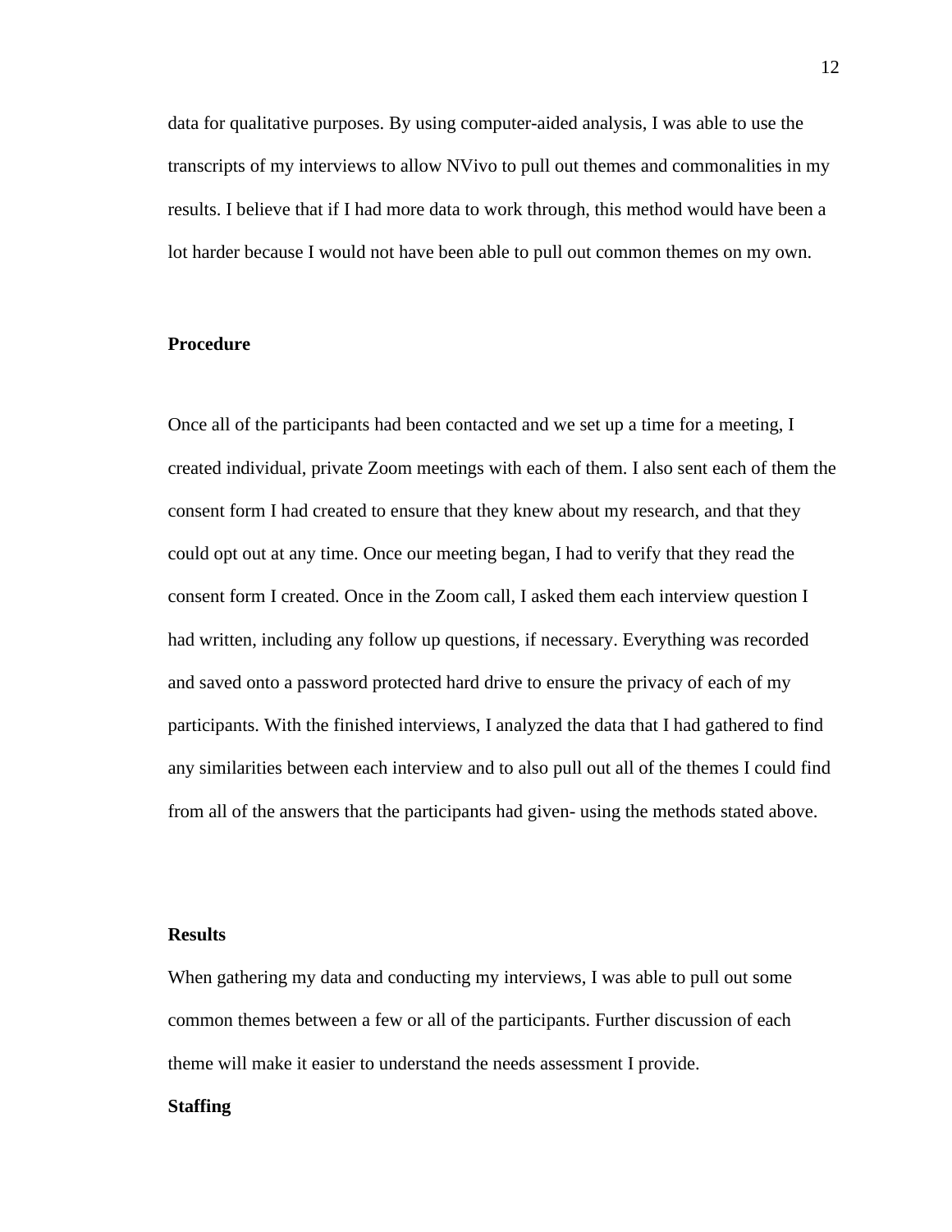data for qualitative purposes. By using computer-aided analysis, I was able to use the transcripts of my interviews to allow NVivo to pull out themes and commonalities in my results. I believe that if I had more data to work through, this method would have been a lot harder because I would not have been able to pull out common themes on my own.

**Procedure**

Once all of the participants had been contacted and we set up a time for a meeting, I created individual, private Zoom meetings with each of them. I also sent each of them the consent form I had created to ensure that they knew about my research, and that they could opt out at any time. Once our meeting began, I had to verify that they read the consent form I created. Once in the Zoom call, I asked them each interview question I had written, including any follow up questions, if necessary. Everything was recorded and saved onto a password protected hard drive to ensure the privacy of each of my participants. With the finished interviews, I analyzed the data that I had gathered to find any similarities between each interview and to also pull out all of the themes I could find from all of the answers that the participants had given- using the methods stated above.

**Results**

When gathering my data and conducting my interviews, I was able to pull out some common themes between a few or all of the participants. Further discussion of each theme will make it easier to understand the needs assessment I provide.

**Staffing**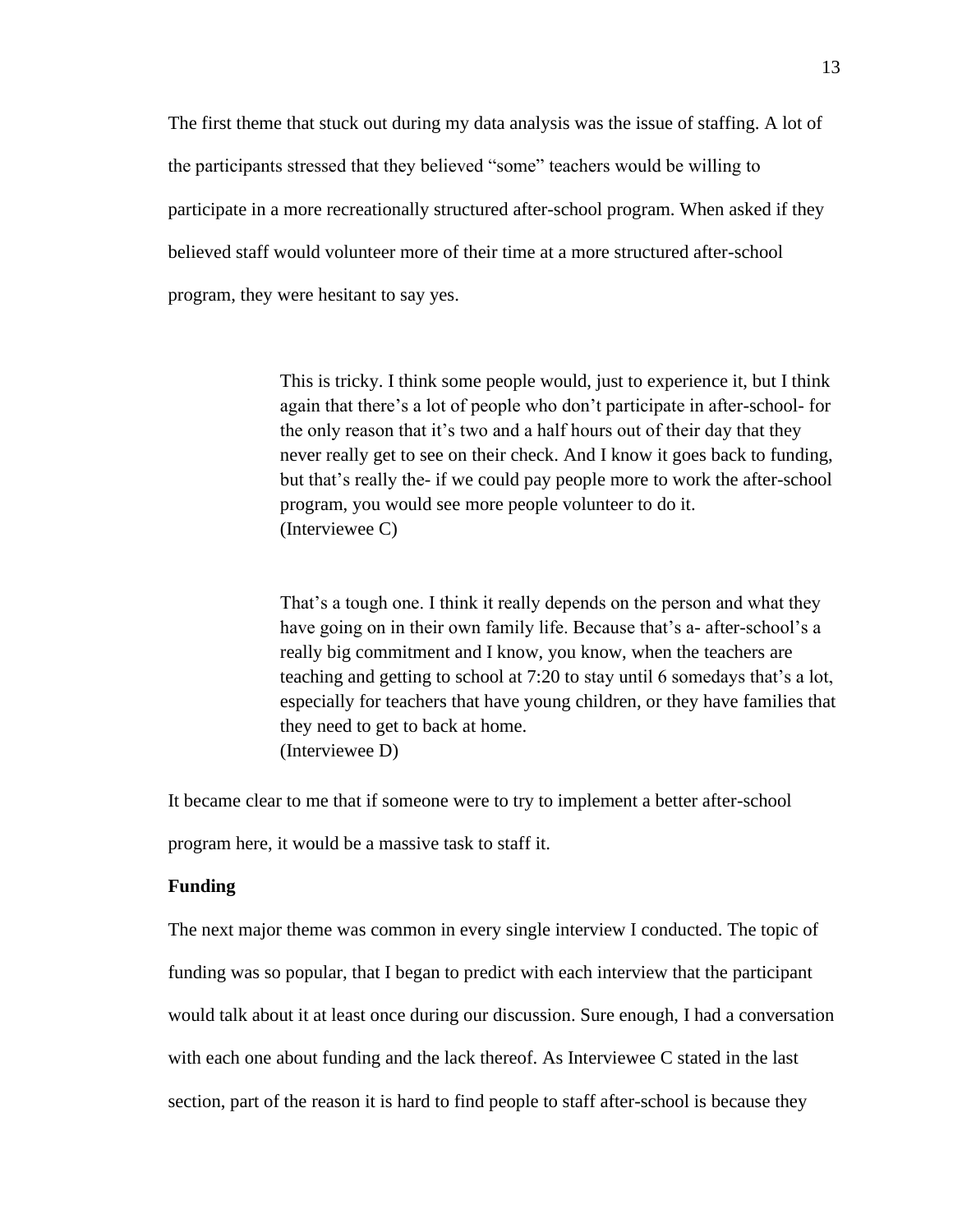The first theme that stuck out during my data analysis was the issue of staffing. A lot of the participants stressed that they believed "some" teachers would be willing to participate in a more recreationally structured after-school program. When asked if they believed staff would volunteer more of their time at a more structured after-school program, they were hesitant to say yes.

> This is tricky. I think some people would, just to experience it, but I think again that there's a lot of people who don't participate in after-school- for the only reason that it's two and a half hours out of their day that they never really get to see on their check. And I know it goes back to funding, but that's really the- if we could pay people more to work the after-school program, you would see more people volunteer to do it.
> (Interviewee C)

> That's a tough one. I think it really depends on the person and what they have going on in their own family life. Because that's a- after-school's a really big commitment and I know, you know, when the teachers are teaching and getting to school at 7:20 to stay until 6 somedays that's a lot, especially for teachers that have young children, or they have families that they need to get to back at home.
> (Interviewee D)

It became clear to me that if someone were to try to implement a better after-school program here, it would be a massive task to staff it.

**Funding**

The next major theme was common in every single interview I conducted. The topic of funding was so popular, that I began to predict with each interview that the participant would talk about it at least once during our discussion. Sure enough, I had a conversation with each one about funding and the lack thereof. As Interviewee C stated in the last section, part of the reason it is hard to find people to staff after-school is because they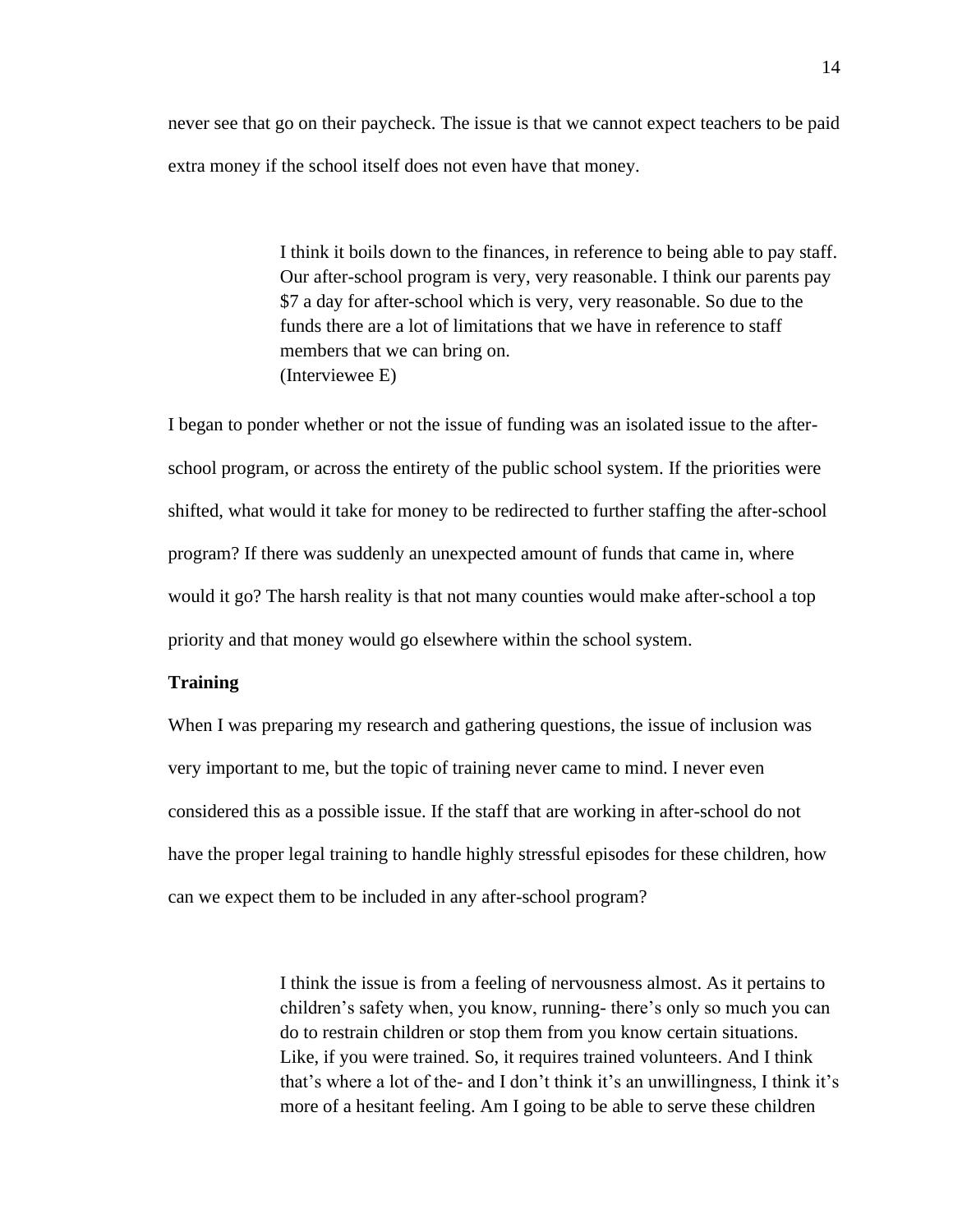never see that go on their paycheck. The issue is that we cannot expect teachers to be paid extra money if the school itself does not even have that money.

> I think it boils down to the finances, in reference to being able to pay staff. Our after-school program is very, very reasonable. I think our parents pay $7 a day for after-school which is very, very reasonable. So due to the funds there are a lot of limitations that we have in reference to staff members that we can bring on.
> (Interviewee E)

I began to ponder whether or not the issue of funding was an isolated issue to the after-school program, or across the entirety of the public school system. If the priorities were shifted, what would it take for money to be redirected to further staffing the after-school program? If there was suddenly an unexpected amount of funds that came in, where would it go? The harsh reality is that not many counties would make after-school a top priority and that money would go elsewhere within the school system.

**Training**

When I was preparing my research and gathering questions, the issue of inclusion was very important to me, but the topic of training never came to mind. I never even considered this as a possible issue. If the staff that are working in after-school do not have the proper legal training to handle highly stressful episodes for these children, how can we expect them to be included in any after-school program?

> I think the issue is from a feeling of nervousness almost. As it pertains to children's safety when, you know, running- there's only so much you can do to restrain children or stop them from you know certain situations. Like, if you were trained. So, it requires trained volunteers. And I think that's where a lot of the- and I don't think it's an unwillingness, I think it's more of a hesitant feeling. Am I going to be able to serve these children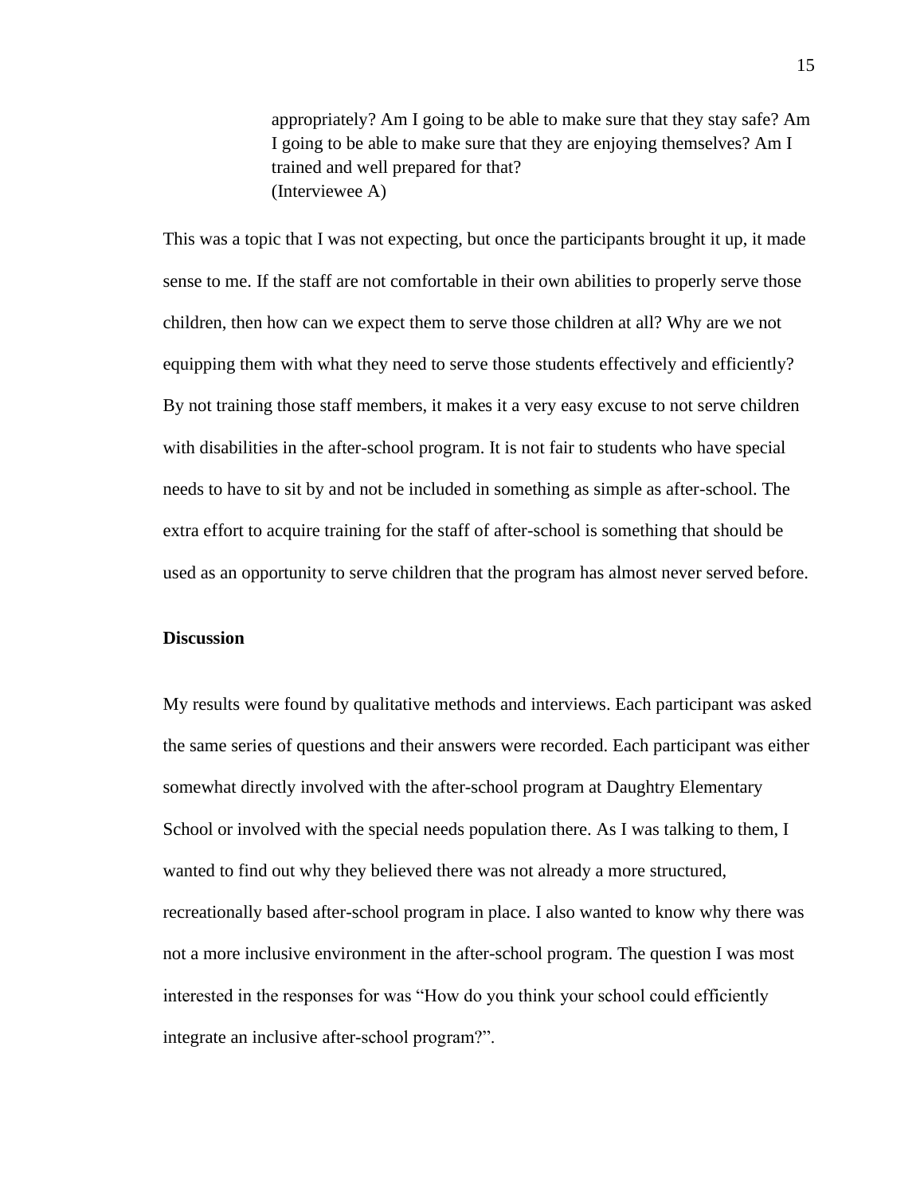> appropriately? Am I going to be able to make sure that they stay safe? Am I going to be able to make sure that they are enjoying themselves? Am I trained and well prepared for that?
> (Interviewee A)

This was a topic that I was not expecting, but once the participants brought it up, it made sense to me. If the staff are not comfortable in their own abilities to properly serve those children, then how can we expect them to serve those children at all? Why are we not equipping them with what they need to serve those students effectively and efficiently? By not training those staff members, it makes it a very easy excuse to not serve children with disabilities in the after-school program. It is not fair to students who have special needs to have to sit by and not be included in something as simple as after-school. The extra effort to acquire training for the staff of after-school is something that should be used as an opportunity to serve children that the program has almost never served before.

**Discussion**

My results were found by qualitative methods and interviews. Each participant was asked the same series of questions and their answers were recorded. Each participant was either somewhat directly involved with the after-school program at Daughtry Elementary School or involved with the special needs population there. As I was talking to them, I wanted to find out why they believed there was not already a more structured, recreationally based after-school program in place. I also wanted to know why there was not a more inclusive environment in the after-school program. The question I was most interested in the responses for was "How do you think your school could efficiently integrate an inclusive after-school program?".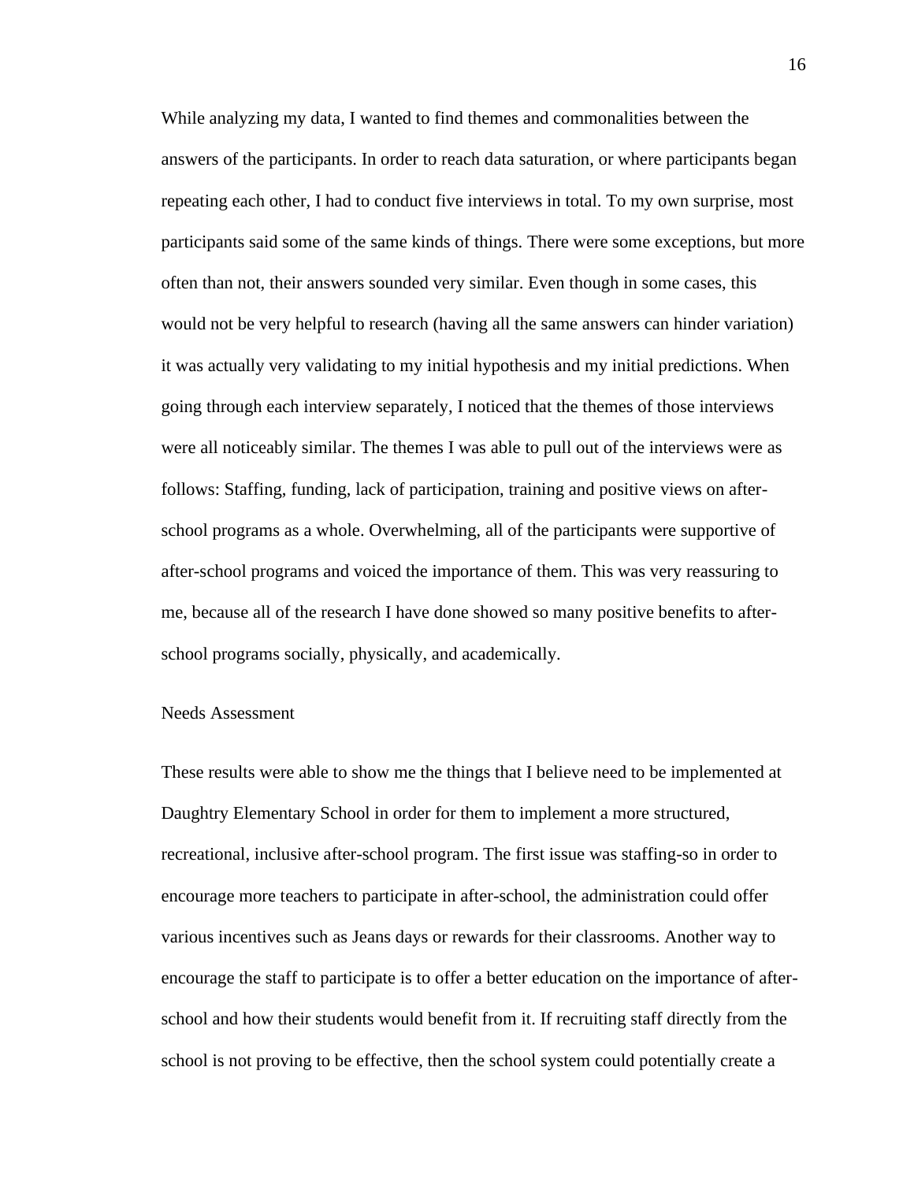While analyzing my data, I wanted to find themes and commonalities between the answers of the participants. In order to reach data saturation, or where participants began repeating each other, I had to conduct five interviews in total. To my own surprise, most participants said some of the same kinds of things. There were some exceptions, but more often than not, their answers sounded very similar. Even though in some cases, this would not be very helpful to research (having all the same answers can hinder variation) it was actually very validating to my initial hypothesis and my initial predictions. When going through each interview separately, I noticed that the themes of those interviews were all noticeably similar. The themes I was able to pull out of the interviews were as follows: Staffing, funding, lack of participation, training and positive views on after-school programs as a whole. Overwhelming, all of the participants were supportive of after-school programs and voiced the importance of them. This was very reassuring to me, because all of the research I have done showed so many positive benefits to after-school programs socially, physically, and academically.

## Needs Assessment

These results were able to show me the things that I believe need to be implemented at Daughtry Elementary School in order for them to implement a more structured, recreational, inclusive after-school program. The first issue was staffing-so in order to encourage more teachers to participate in after-school, the administration could offer various incentives such as Jeans days or rewards for their classrooms. Another way to encourage the staff to participate is to offer a better education on the importance of after-school and how their students would benefit from it. If recruiting staff directly from the school is not proving to be effective, then the school system could potentially create a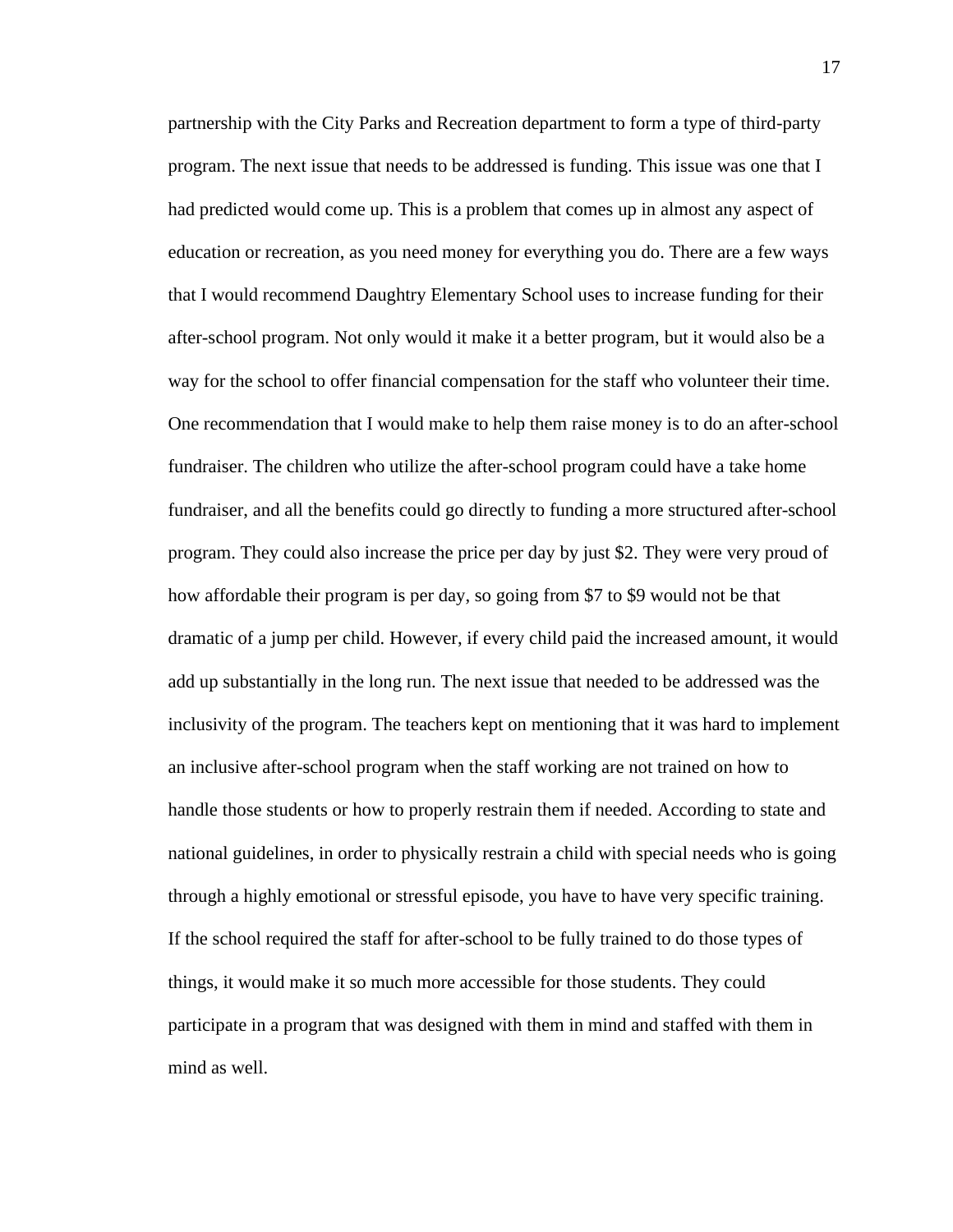partnership with the City Parks and Recreation department to form a type of third-party program. The next issue that needs to be addressed is funding. This issue was one that I had predicted would come up. This is a problem that comes up in almost any aspect of education or recreation, as you need money for everything you do. There are a few ways that I would recommend Daughtry Elementary School uses to increase funding for their after-school program. Not only would it make it a better program, but it would also be a way for the school to offer financial compensation for the staff who volunteer their time. One recommendation that I would make to help them raise money is to do an after-school fundraiser. The children who utilize the after-school program could have a take home fundraiser, and all the benefits could go directly to funding a more structured after-school program. They could also increase the price per day by just $2. They were very proud of how affordable their program is per day, so going from $7 to $9 would not be that dramatic of a jump per child. However, if every child paid the increased amount, it would add up substantially in the long run. The next issue that needed to be addressed was the inclusivity of the program. The teachers kept on mentioning that it was hard to implement an inclusive after-school program when the staff working are not trained on how to handle those students or how to properly restrain them if needed. According to state and national guidelines, in order to physically restrain a child with special needs who is going through a highly emotional or stressful episode, you have to have very specific training. If the school required the staff for after-school to be fully trained to do those types of things, it would make it so much more accessible for those students. They could participate in a program that was designed with them in mind and staffed with them in mind as well.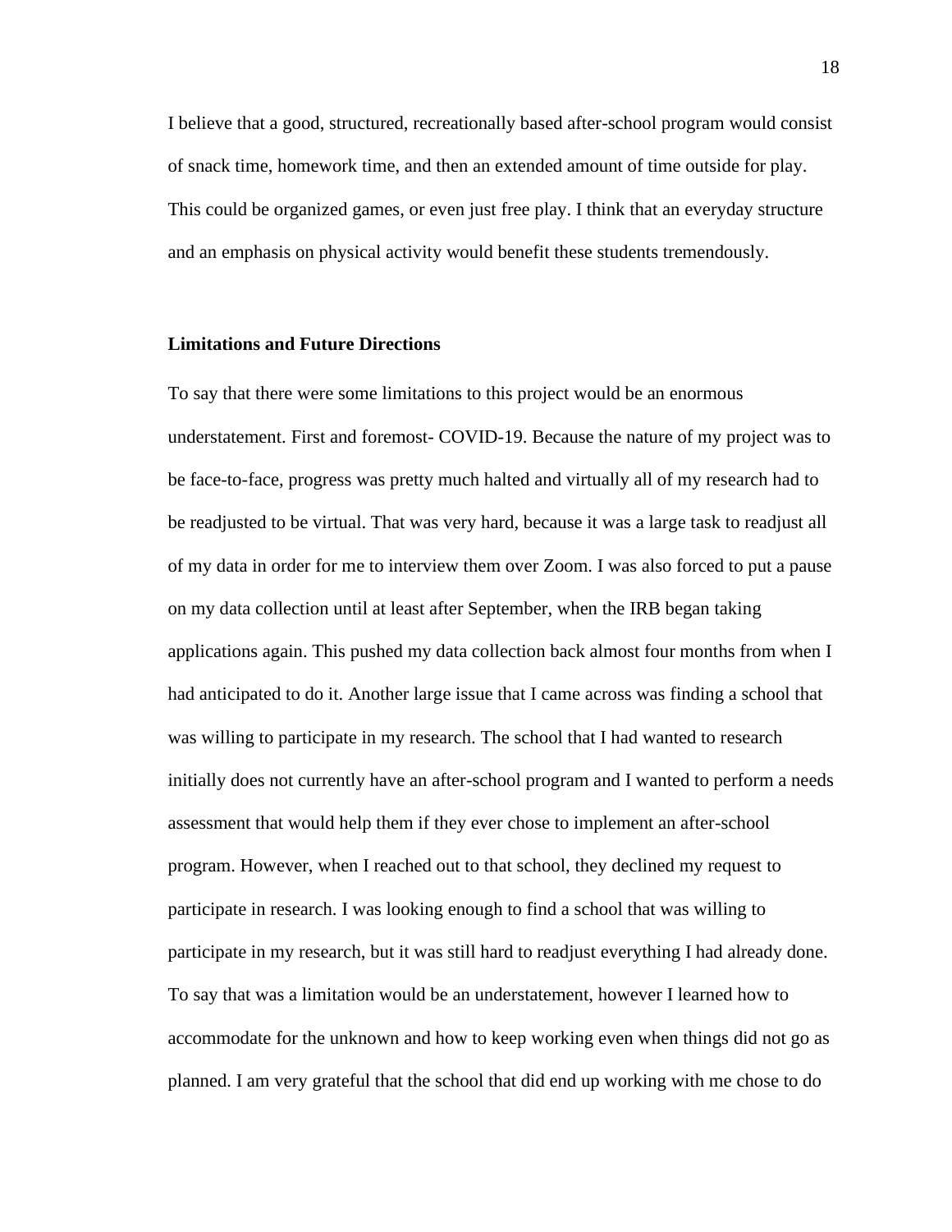I believe that a good, structured, recreationally based after-school program would consist of snack time, homework time, and then an extended amount of time outside for play. This could be organized games, or even just free play. I think that an everyday structure and an emphasis on physical activity would benefit these students tremendously.

**Limitations and Future Directions**

To say that there were some limitations to this project would be an enormous understatement. First and foremost- COVID-19. Because the nature of my project was to be face-to-face, progress was pretty much halted and virtually all of my research had to be readjusted to be virtual. That was very hard, because it was a large task to readjust all of my data in order for me to interview them over Zoom. I was also forced to put a pause on my data collection until at least after September, when the IRB began taking applications again. This pushed my data collection back almost four months from when I had anticipated to do it. Another large issue that I came across was finding a school that was willing to participate in my research. The school that I had wanted to research initially does not currently have an after-school program and I wanted to perform a needs assessment that would help them if they ever chose to implement an after-school program. However, when I reached out to that school, they declined my request to participate in research. I was looking enough to find a school that was willing to participate in my research, but it was still hard to readjust everything I had already done. To say that was a limitation would be an understatement, however I learned how to accommodate for the unknown and how to keep working even when things did not go as planned. I am very grateful that the school that did end up working with me chose to do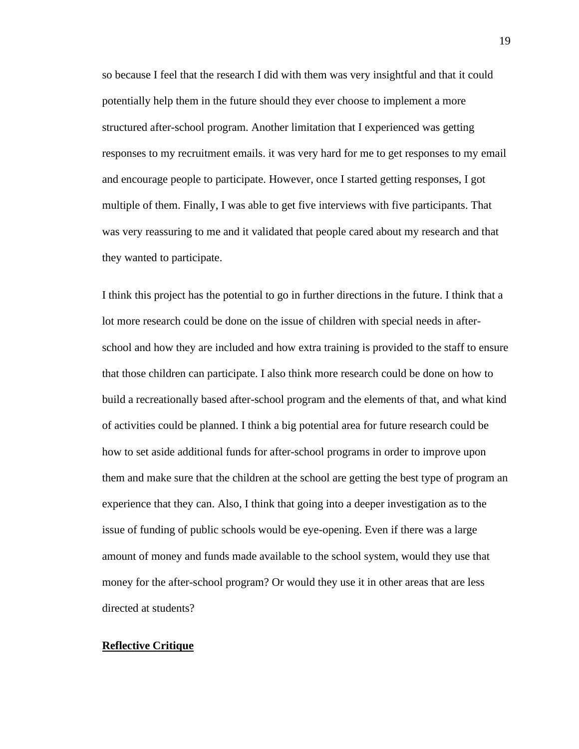so because I feel that the research I did with them was very insightful and that it could potentially help them in the future should they ever choose to implement a more structured after-school program. Another limitation that I experienced was getting responses to my recruitment emails. it was very hard for me to get responses to my email and encourage people to participate. However, once I started getting responses, I got multiple of them. Finally, I was able to get five interviews with five participants. That was very reassuring to me and it validated that people cared about my research and that they wanted to participate.

I think this project has the potential to go in further directions in the future. I think that a lot more research could be done on the issue of children with special needs in after-school and how they are included and how extra training is provided to the staff to ensure that those children can participate. I also think more research could be done on how to build a recreationally based after-school program and the elements of that, and what kind of activities could be planned. I think a big potential area for future research could be how to set aside additional funds for after-school programs in order to improve upon them and make sure that the children at the school are getting the best type of program an experience that they can. Also, I think that going into a deeper investigation as to the issue of funding of public schools would be eye-opening. Even if there was a large amount of money and funds made available to the school system, would they use that money for the after-school program? Or would they use it in other areas that are less directed at students?

## Reflective Critique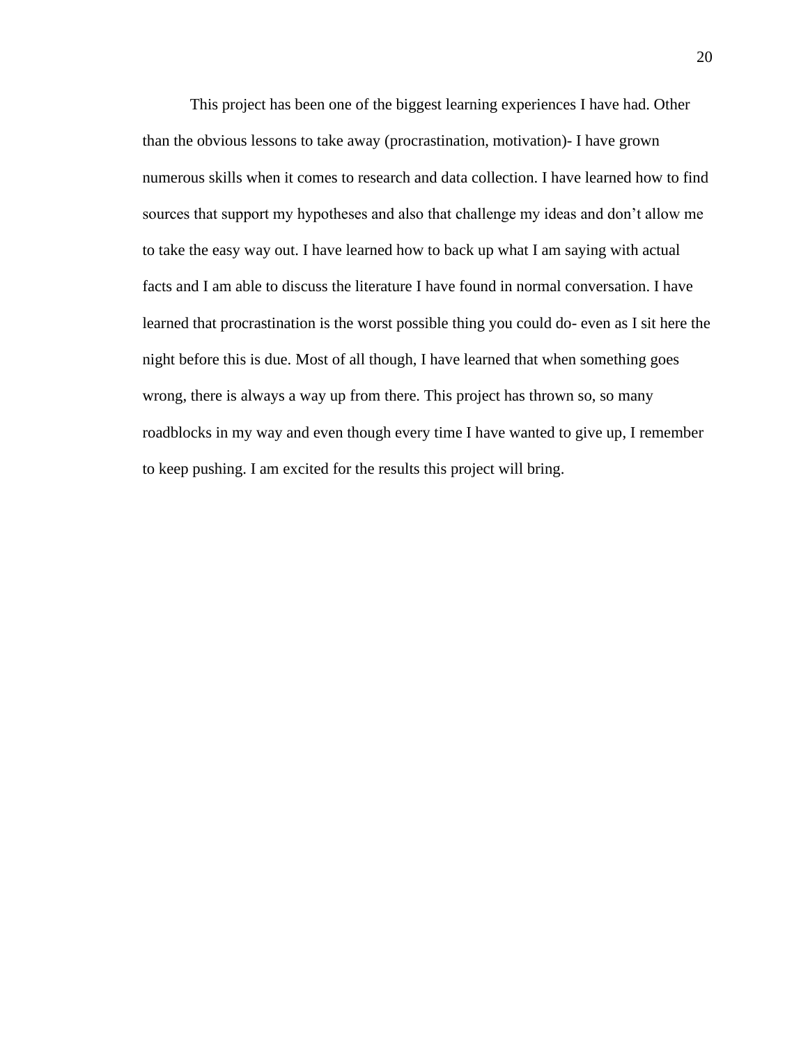This project has been one of the biggest learning experiences I have had. Other than the obvious lessons to take away (procrastination, motivation)- I have grown numerous skills when it comes to research and data collection. I have learned how to find sources that support my hypotheses and also that challenge my ideas and don't allow me to take the easy way out. I have learned how to back up what I am saying with actual facts and I am able to discuss the literature I have found in normal conversation. I have learned that procrastination is the worst possible thing you could do- even as I sit here the night before this is due. Most of all though, I have learned that when something goes wrong, there is always a way up from there. This project has thrown so, so many roadblocks in my way and even though every time I have wanted to give up, I remember to keep pushing. I am excited for the results this project will bring.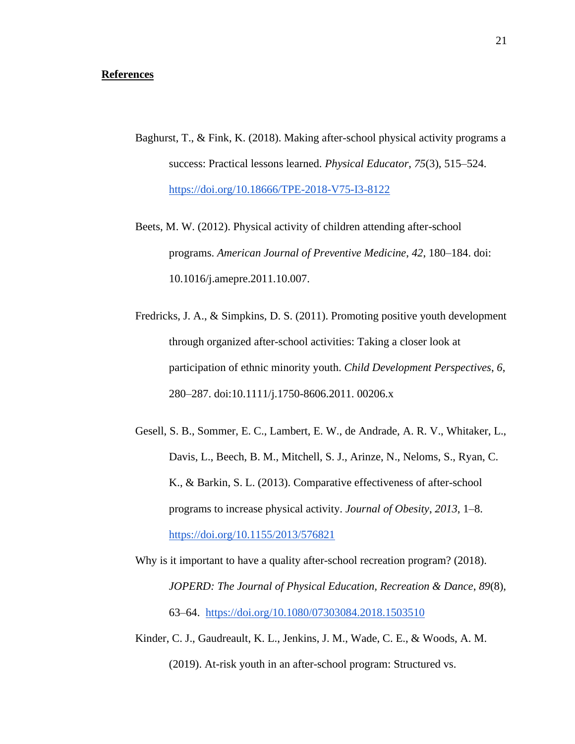**References**

Baghurst, T., & Fink, K. (2018). Making after-school physical activity programs a success: Practical lessons learned. *Physical Educator*, *75*(3), 515–524. https://doi.org/10.18666/TPE-2018-V75-I3-8122

Beets, M. W. (2012). Physical activity of children attending after-school programs. *American Journal of Preventive Medicine*, *42*, 180–184. doi: 10.1016/j.amepre.2011.10.007.

Fredricks, J. A., & Simpkins, D. S. (2011). Promoting positive youth development through organized after-school activities: Taking a closer look at participation of ethnic minority youth. *Child Development Perspectives*, *6*, 280–287. doi:10.1111/j.1750-8606.2011. 00206.x

Gesell, S. B., Sommer, E. C., Lambert, E. W., de Andrade, A. R. V., Whitaker, L., Davis, L., Beech, B. M., Mitchell, S. J., Arinze, N., Neloms, S., Ryan, C. K., & Barkin, S. L. (2013). Comparative effectiveness of after-school programs to increase physical activity. *Journal of Obesity*, *2013*, 1–8. https://doi.org/10.1155/2013/576821

Why is it important to have a quality after-school recreation program? (2018). *JOPERD: The Journal of Physical Education, Recreation & Dance*, *89*(8), 63–64. https://doi.org/10.1080/07303084.2018.1503510

Kinder, C. J., Gaudreault, K. L., Jenkins, J. M., Wade, C. E., & Woods, A. M. (2019). At-risk youth in an after-school program: Structured vs.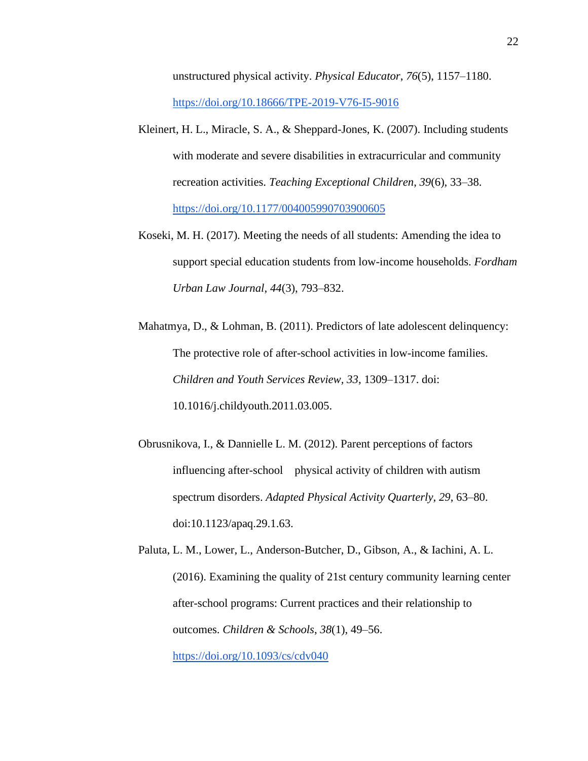unstructured physical activity. *Physical Educator*, *76*(5), 1157–1180. https://doi.org/10.18666/TPE-2019-V76-I5-9016

Kleinert, H. L., Miracle, S. A., & Sheppard-Jones, K. (2007). Including students with moderate and severe disabilities in extracurricular and community recreation activities. *Teaching Exceptional Children*, *39*(6), 33–38. https://doi.org/10.1177/004005990703900605

Koseki, M. H. (2017). Meeting the needs of all students: Amending the idea to support special education students from low-income households. *Fordham Urban Law Journal*, *44*(3), 793–832.

Mahatmya, D., & Lohman, B. (2011). Predictors of late adolescent delinquency: The protective role of after-school activities in low-income families. *Children and Youth Services Review, 33*, 1309–1317. doi: 10.1016/j.childyouth.2011.03.005.

Obrusnikova, I., & Dannielle L. M. (2012). Parent perceptions of factors influencing after-school physical activity of children with autism spectrum disorders. *Adapted Physical Activity Quarterly, 29*, 63–80. doi:10.1123/apaq.29.1.63.

Paluta, L. M., Lower, L., Anderson-Butcher, D., Gibson, A., & Iachini, A. L. (2016). Examining the quality of 21st century community learning center after-school programs: Current practices and their relationship to outcomes. *Children & Schools*, *38*(1), 49–56. https://doi.org/10.1093/cs/cdv040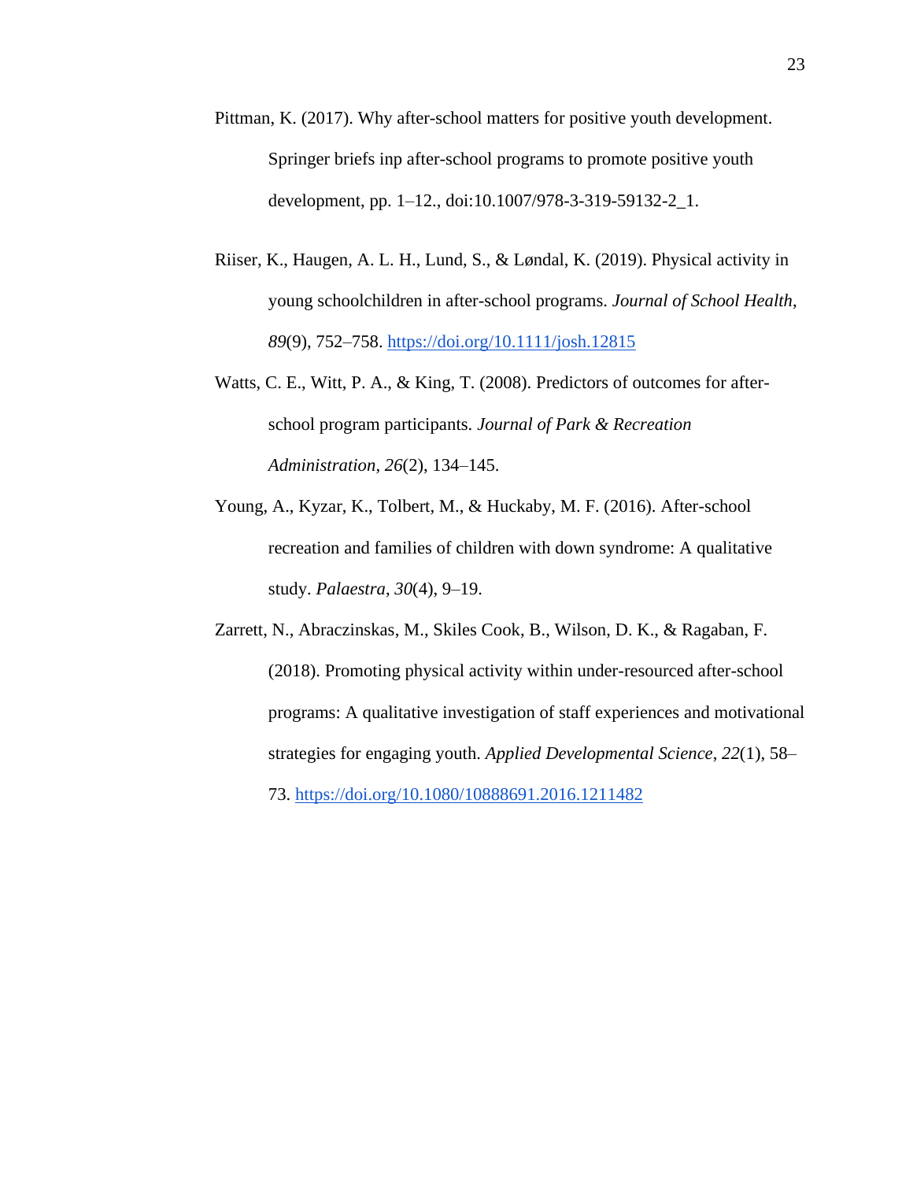Pittman, K. (2017). Why after-school matters for positive youth development. Springer briefs inp after-school programs to promote positive youth development, pp. 1–12., doi:10.1007/978-3-319-59132-2_1.

Riiser, K., Haugen, A. L. H., Lund, S., & Løndal, K. (2019). Physical activity in young schoolchildren in after-school programs. *Journal of School Health*, *89*(9), 752–758. https://doi.org/10.1111/josh.12815

Watts, C. E., Witt, P. A., & King, T. (2008). Predictors of outcomes for after-school program participants. *Journal of Park & Recreation Administration*, *26*(2), 134–145.

Young, A., Kyzar, K., Tolbert, M., & Huckaby, M. F. (2016). After-school recreation and families of children with down syndrome: A qualitative study. *Palaestra*, *30*(4), 9–19.

Zarrett, N., Abraczinskas, M., Skiles Cook, B., Wilson, D. K., & Ragaban, F. (2018). Promoting physical activity within under-resourced after-school programs: A qualitative investigation of staff experiences and motivational strategies for engaging youth. *Applied Developmental Science*, *22*(1), 58–73. https://doi.org/10.1080/10888691.2016.1211482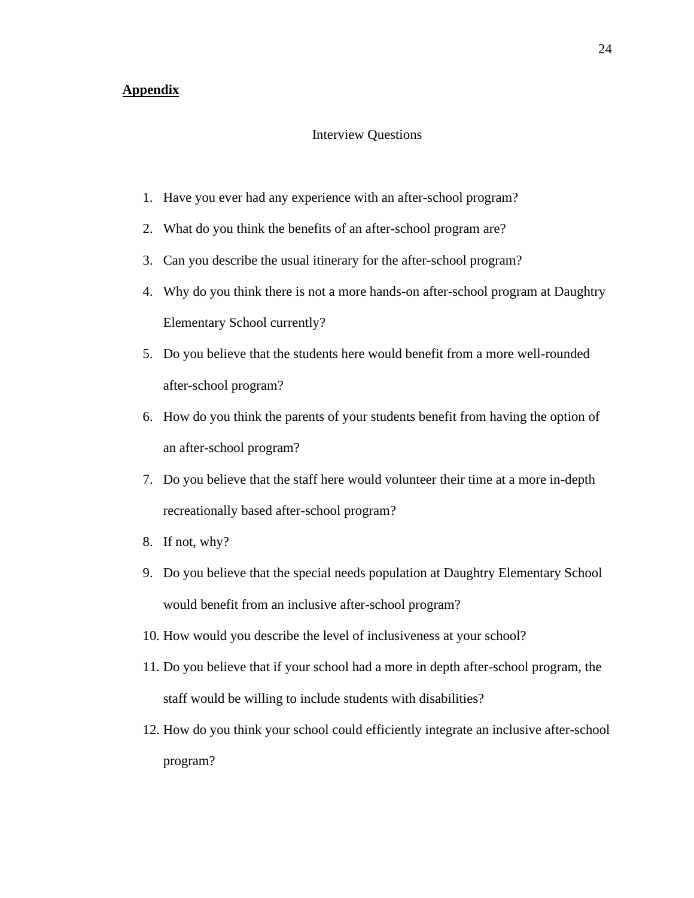# Appendix

## Interview Questions

1. Have you ever had any experience with an after-school program?
2. What do you think the benefits of an after-school program are?
3. Can you describe the usual itinerary for the after-school program?
4. Why do you think there is not a more hands-on after-school program at Daughtry Elementary School currently?
5. Do you believe that the students here would benefit from a more well-rounded after-school program?
6. How do you think the parents of your students benefit from having the option of an after-school program?
7. Do you believe that the staff here would volunteer their time at a more in-depth recreationally based after-school program?
8. If not, why?
9. Do you believe that the special needs population at Daughtry Elementary School would benefit from an inclusive after-school program?
10. How would you describe the level of inclusiveness at your school?
11. Do you believe that if your school had a more in depth after-school program, the staff would be willing to include students with disabilities?
12. How do you think your school could efficiently integrate an inclusive after-school program?